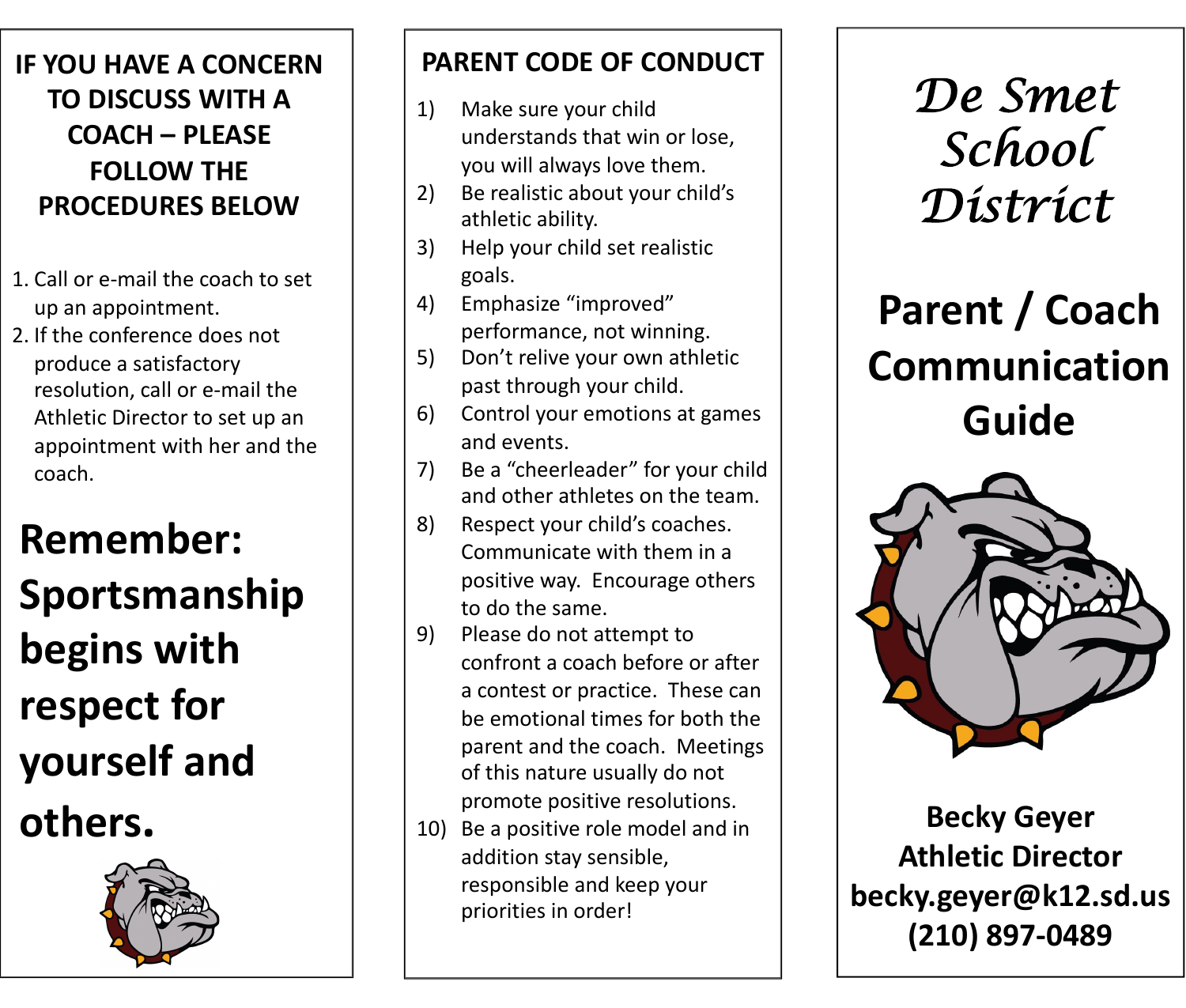## IF YOU HAVE A CONCERN TO DISCUSS WITH A COACH – PLEASE FOLLOW THE PROCEDURES BELOW

1. Call or e-mail the coach to set up an appointment.
2. If the conference does not produce a satisfactory resolution, call or e-mail the Athletic Director to set up an appointment with her and the coach.

**Remember: Sportsmanship begins with respect for yourself and others.**

## PARENT CODE OF CONDUCT

1) Make sure your child understands that win or lose, you will always love them.
2) Be realistic about your child's athletic ability.
3) Help your child set realistic goals.
4) Emphasize "improved" performance, not winning.
5) Don't relive your own athletic past through your child.
6) Control your emotions at games and events.
7) Be a "cheerleader" for your child and other athletes on the team.
8) Respect your child's coaches. Communicate with them in a positive way. Encourage others to do the same.
9) Please do not attempt to confront a coach before or after a contest or practice. These can be emotional times for both the parent and the coach. Meetings of this nature usually do not promote positive resolutions.
10) Be a positive role model and in addition stay sensible, responsible and keep your priorities in order!

# *De Smet School District*

# Parent / Coach Communication Guide

**Becky Geyer**
**Athletic Director**
**becky.geyer@k12.sd.us**
**(210) 897-0489**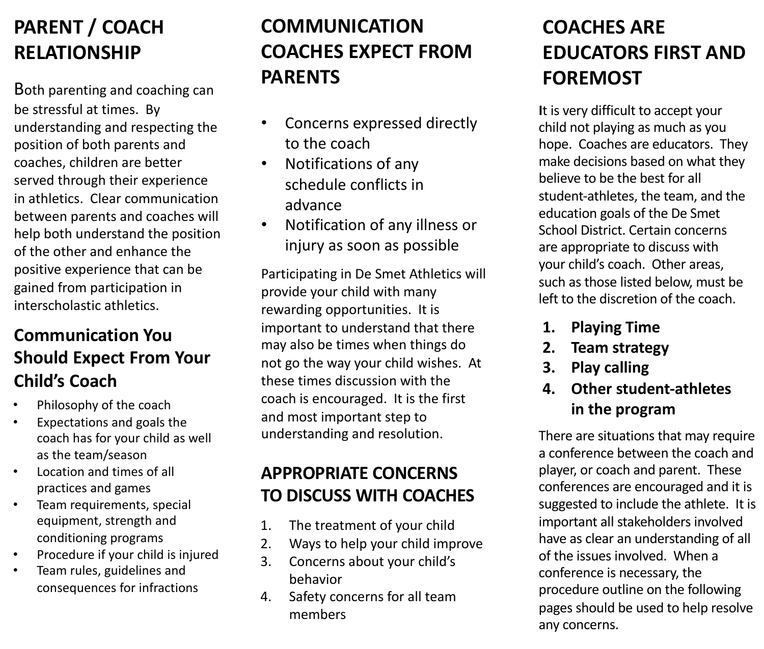## PARENT / COACH RELATIONSHIP

Both parenting and coaching can be stressful at times. By understanding and respecting the position of both parents and coaches, children are better served through their experience in athletics. Clear communication between parents and coaches will help both understand the position of the other and enhance the positive experience that can be gained from participation in interscholastic athletics.

### Communication You Should Expect From Your Child's Coach

- Philosophy of the coach
- Expectations and goals the coach has for your child as well as the team/season
- Location and times of all practices and games
- Team requirements, special equipment, strength and conditioning programs
- Procedure if your child is injured
- Team rules, guidelines and consequences for infractions

## COMMUNICATION COACHES EXPECT FROM PARENTS

- Concerns expressed directly to the coach
- Notifications of any schedule conflicts in advance
- Notification of any illness or injury as soon as possible

Participating in De Smet Athletics will provide your child with many rewarding opportunities. It is important to understand that there may also be times when things do not go the way your child wishes. At these times discussion with the coach is encouraged. It is the first and most important step to understanding and resolution.

## APPROPRIATE CONCERNS TO DISCUSS WITH COACHES

1. The treatment of your child
2. Ways to help your child improve
3. Concerns about your child's behavior
4. Safety concerns for all team members

## COACHES ARE EDUCATORS FIRST AND FOREMOST

It is very difficult to accept your child not playing as much as you hope. Coaches are educators. They make decisions based on what they believe to be the best for all student-athletes, the team, and the education goals of the De Smet School District. Certain concerns are appropriate to discuss with your child's coach. Other areas, such as those listed below, must be left to the discretion of the coach.

1. **Playing Time**
2. **Team strategy**
3. **Play calling**
4. **Other student-athletes in the program**

There are situations that may require a conference between the coach and player, or coach and parent. These conferences are encouraged and it is suggested to include the athlete. It is important all stakeholders involved have as clear an understanding of all of the issues involved. When a conference is necessary, the procedure outline on the following pages should be used to help resolve any concerns.